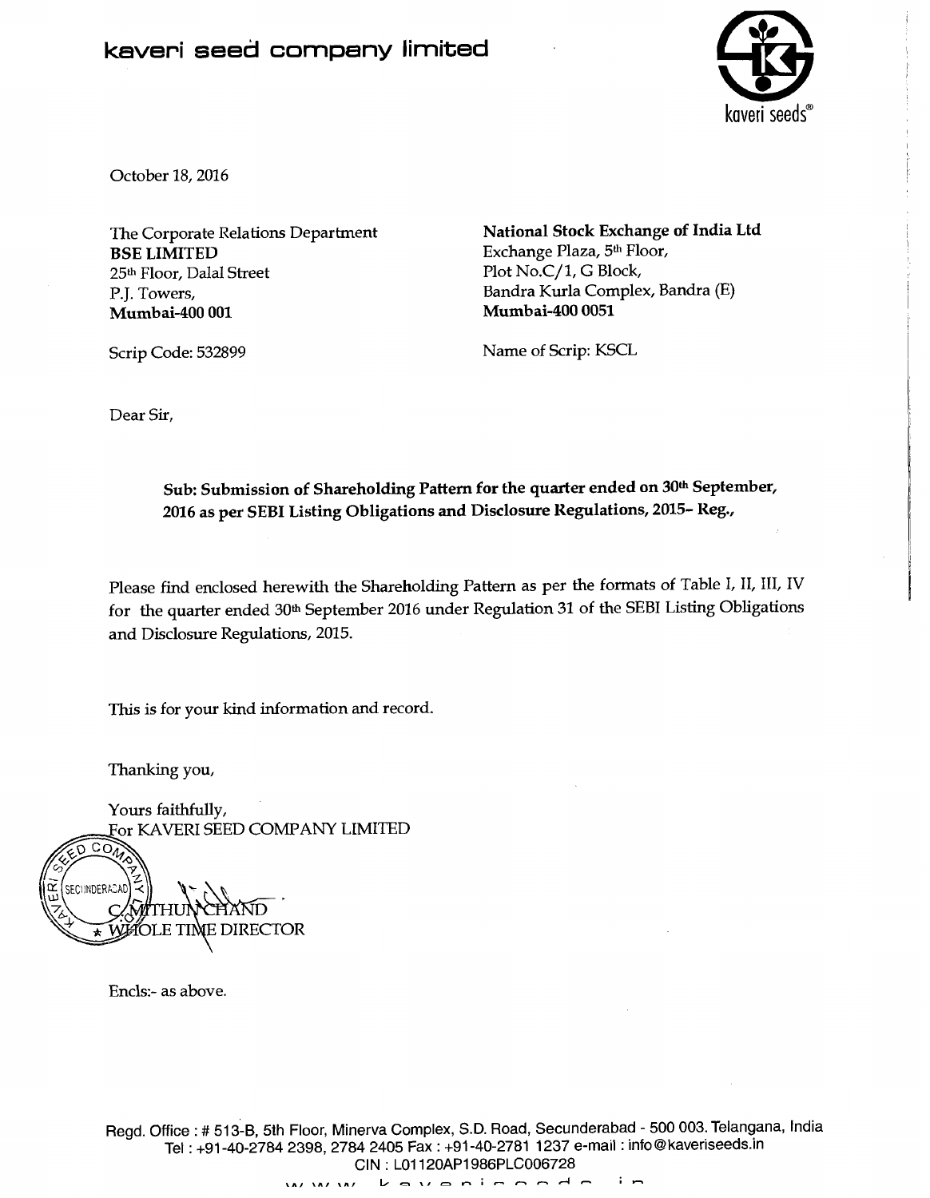# kaveri seed company limited

kaveri seeds®

October 18, 2016

The Corporate Relations Department
**BSE LIMITED**
25th Floor, Dalal Street
P.J. Towers,
**Mumbai-400 001**

Scrip Code: 532899

**National Stock Exchange of India Ltd**
Exchange Plaza, 5th Floor,
Plot No.C/1, G Block,
Bandra Kurla Complex, Bandra (E)
**Mumbai-400 0051**

Name of Scrip: KSCL

Dear Sir,

**Sub: Submission of Shareholding Pattern for the quarter ended on 30th September, 2016 as per SEBI Listing Obligations and Disclosure Regulations, 2015- Reg.,**

Please find enclosed herewith the Shareholding Pattern as per the formats of Table I, II, III, IV for the quarter ended 30th September 2016 under Regulation 31 of the SEBI Listing Obligations and Disclosure Regulations, 2015.

This is for your kind information and record.

Thanking you,

Yours faithfully,
For KAVERI SEED COMPANY LIMITED

C. MITHUNCHAND
WHOLE TIME DIRECTOR

Encls:- as above.

Regd. Office : # 513-B, 5th Floor, Minerva Complex, S.D. Road, Secunderabad - 500 003. Telangana, India
Tel : +91-40-2784 2398, 2784 2405 Fax : +91-40-2781 1237 e-mail : info@kaveriseeds.in
CIN : L01120AP1986PLC006728
www.kaveriseeds.in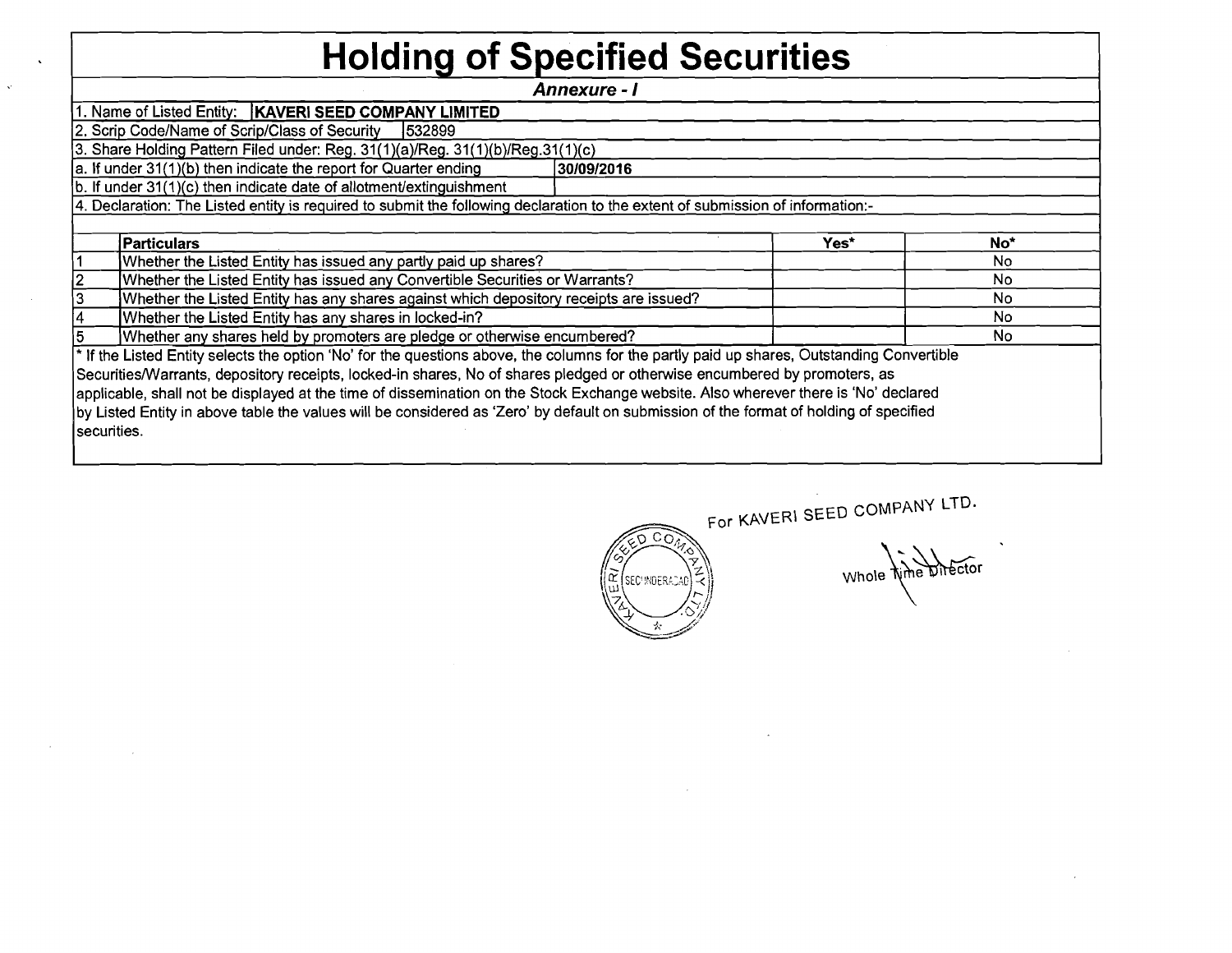# Holding of Specified Securities

***Annexure - I***

1. Name of Listed Entity: **KAVERI SEED COMPANY LIMITED**

2. Scrip Code/Name of Scrip/Class of Security 532899

3. Share Holding Pattern Filed under: Reg. 31(1)(a)/Reg. 31(1)(b)/Reg.31(1)(c)

a. If under 31(1)(b) then indicate the report for Quarter ending **30/09/2016**

b. If under 31(1)(c) then indicate date of allotment/extinguishment

4. Declaration: The Listed entity is required to submit the following declaration to the extent of submission of information:-

| | Particulars | Yes* | No* |
|---|---|---|---|
| 1 | Whether the Listed Entity has issued any partly paid up shares? | | No |
| 2 | Whether the Listed Entity has issued any Convertible Securities or Warrants? | | No |
| 3 | Whether the Listed Entity has any shares against which depository receipts are issued? | | No |
| 4 | Whether the Listed Entity has any shares in locked-in? | | No |
| 5 | Whether any shares held by promoters are pledge or otherwise encumbered? | | No |

* If the Listed Entity selects the option 'No' for the questions above, the columns for the partly paid up shares, Outstanding Convertible Securities/Warrants, depository receipts, locked-in shares, No of shares pledged or otherwise encumbered by promoters, as applicable, shall not be displayed at the time of dissemination on the Stock Exchange website. Also wherever there is 'No' declared by Listed Entity in above table the values will be considered as 'Zero' by default on submission of the format of holding of specified securities.

For KAVERI SEED COMPANY LTD.

Whole Time Director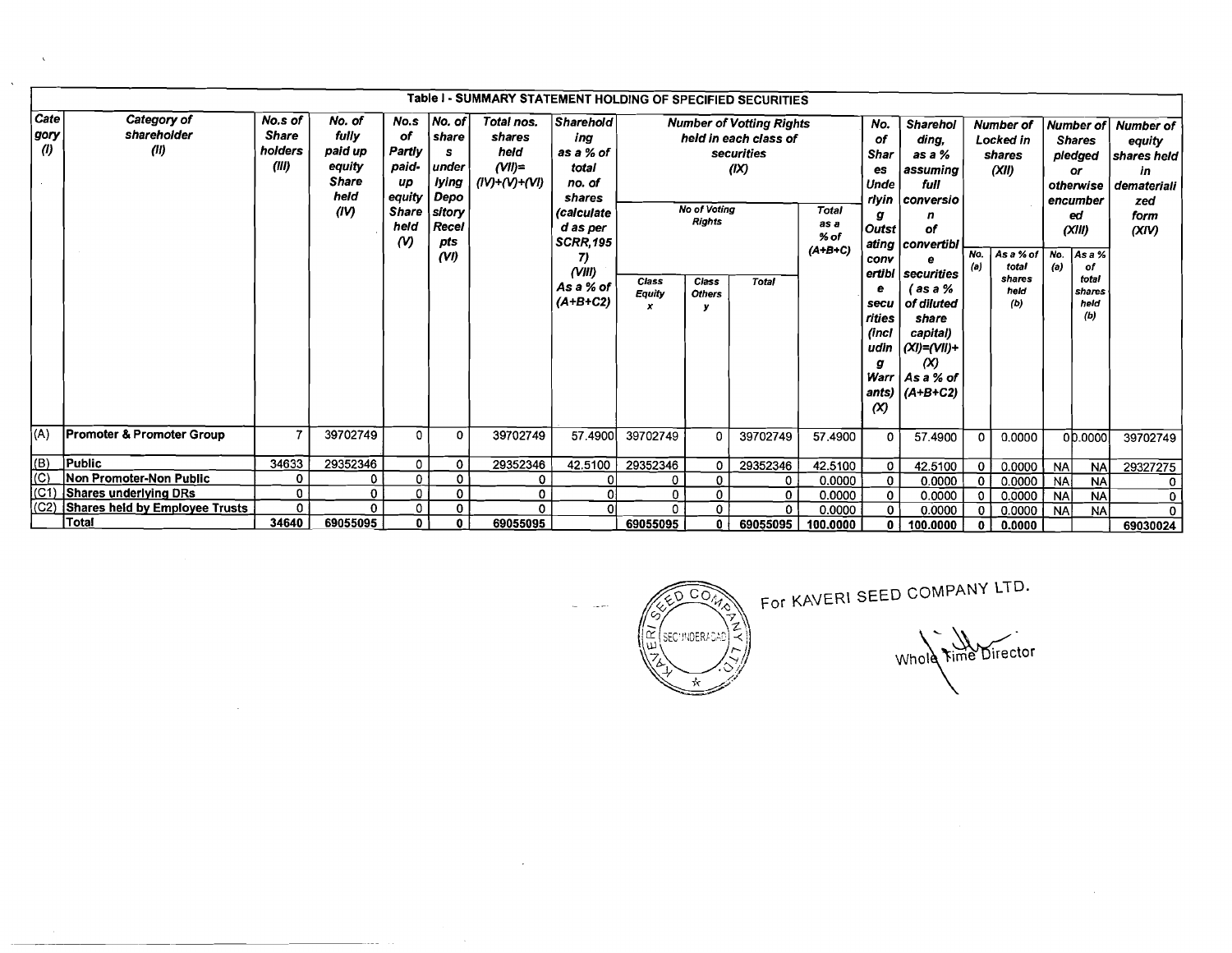## Table I - SUMMARY STATEMENT HOLDING OF SPECIFIED SECURITIES

| Category (I) | Category of shareholder (II) | No.s of Share holders (III) | No. of fully paid up equity Share held (IV) | No.s of Partly paid-up equity Share held (V) | No. of shares underlying Depository Receipts (VI) | Total nos. shares held (VII)= (IV)+(V)+(VI) | Shareholding as a % of total no. of shares (calculated as per SCRR,1957) (VIII) As a % of (A+B+C2) | Number of Votting Rights held in each class of securities (IX) | | | | No. of Shares Underlying Outstating convertible securities (including Warrants) (X) | Shareholding, as a % assuming full conversion of convertible securities ( as a % of diluted share capital) (XI)=(VII)+(X) As a % of (A+B+C2) | Number of Locked in shares (XII) | | Number of Shares pledged or otherwise encumbered (XIII) | | Number of equity shares held in dematerialized form (XIV) |
|---|---|---|---|---|---|---|---|---|---|---|---|---|---|---|---|---|---|---|
| | | | | | | | | No of Voting Rights | | | Total as a % of (A+B+C) | | | No. (a) | As a % of total shares held (b) | No. (a) | As a % of total shares held (b) | |
| | | | | | | | | Class Equity x | Class Others y | Total | | | | | | | | |
| (A) | **Promoter & Promoter Group** | 7 | 39702749 | 0 | 0 | 39702749 | 57.4900 | 39702749 | 0 | 39702749 | 57.4900 | 0 | 57.4900 | 0 | 0.0000 | 0 | 0.0000 | 39702749 |
| (B) | **Public** | 34633 | 29352346 | 0 | 0 | 29352346 | 42.5100 | 29352346 | 0 | 29352346 | 42.5100 | 0 | 42.5100 | 0 | 0.0000 | NA | NA | 29327275 |
| (C) | **Non Promoter-Non Public** | 0 | 0 | 0 | 0 | 0 | 0 | 0 | 0 | 0 | 0.0000 | 0 | 0.0000 | 0 | 0.0000 | NA | NA | 0 |
| (C1) | **Shares underlying DRs** | 0 | 0 | 0 | 0 | 0 | 0 | 0 | 0 | 0 | 0.0000 | 0 | 0.0000 | 0 | 0.0000 | NA | NA | 0 |
| (C2) | **Shares held by Employee Trusts** | 0 | 0 | 0 | 0 | 0 | 0 | 0 | 0 | 0 | 0.0000 | 0 | 0.0000 | 0 | 0.0000 | NA | NA | 0 |
| | **Total** | **34640** | **69055095** | **0** | **0** | **69055095** | | **69055095** | **0** | **69055095** | **100.0000** | **0** | **100.0000** | **0** | **0.0000** | | | **69030024** |

For KAVERI SEED COMPANY LTD.

Whole Time Director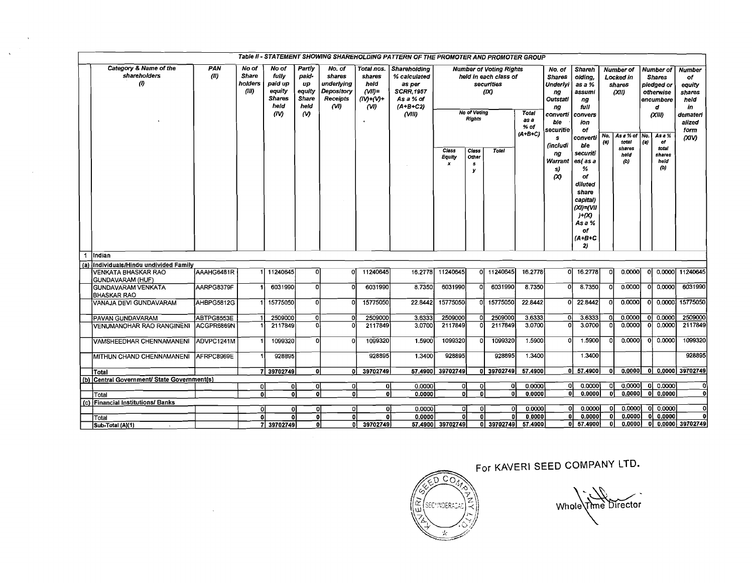**Table II - STATEMENT SHOWING SHAREHOLDING PATTERN OF THE PROMOTER AND PROMOTER GROUP**

| | Category & Name of the shareholders (I) | PAN (II) | No of Share holders (III) | No of fully paid up equity Shares held (IV) | Partly paid-up equity Share held (V) | No. of shares underlying Depository Receipts (VI) | Total nos. shares held (VII)= (IV)+(V)+ (VI) | Shareholding % calculated as per SCRR,1957 As a % of (A+B+C2) (VIII) | Number of Voting Rights held in each class of securities (IX) | | | | No. of Shares Underlying Outstanding convertible securities (including Warrants) (X) | Shareholding, as a % assuming full conversion of convertible securities( as a % of diluted share capital) (XI)=(VII)+(X) As a % of (A+B+C2) | Number of Locked in shares (XII) | | Number of Shares pledged or otherwise encumbered (XIII) | | Number of equity shares held in dematerialized form (XIV) |
|---|---|---|---|---|---|---|---|---|---|---|---|---|---|---|---|---|---|---|---|
| | | | | | | | | | No of Voting Rights | | | Total as a % of (A+B+C) | | | No. (a) | As a % of total shares held (b) | No. (a) | As a % of total shares held (b) | |
| | | | | | | | | | Class Equity x | Class Other s y | Total | | | | | | | | |
| 1 | Indian | | | | | | | | | | | | | | | | | | |
| (a) | Individuals/Hindu undivided Family | | | | | | | | | | | | | | | | | | |
| | VENKATA BHASKAR RAO GUNDAVARAM (HUF) | AAAHG6481R | 1 | 11240645 | 0 | 0 | 11240645 | 16.2778 | 11240645 | 0 | 11240645 | 16.2778 | 0 | 16.2778 | 0 | 0.0000 | 0 | 0.0000 | 11240645 |
| | GUNDAVARAM VENKATA BHASKAR RAO | AARPG8379F | 1 | 6031990 | 0 | 0 | 6031990 | 8.7350 | 6031990 | 0 | 6031990 | 8.7350 | 0 | 8.7350 | 0 | 0.0000 | 0 | 0.0000 | 6031990 |
| | VANAJA DEVI GUNDAVARAM | AHBPG5812G | 1 | 15775050 | 0 | 0 | 15775050 | 22.8442 | 15775050 | 0 | 15775050 | 22.8442 | 0 | 22.8442 | 0 | 0.0000 | 0 | 0.0000 | 15775050 |
| | PAVAN GUNDAVARAM | ABTPG8553E | 1 | 2509000 | 0 | 0 | 2509000 | 3.6333 | 2509000 | 0 | 2509000 | 3.6333 | 0 | 3.6333 | 0 | 0.0000 | 0 | 0.0000 | 2509000 |
| | VENUMANOHAR RAO RANGINENI | ACGPR6869N | 1 | 2117849 | 0 | 0 | 2117849 | 3.0700 | 2117849 | 0 | 2117849 | 3.0700 | 0 | 3.0700 | 0 | 0.0000 | 0 | 0.0000 | 2117849 |
| | VAMSHEEDHAR CHENNAMANENI | ADVPC1241M | 1 | 1099320 | 0 | 0 | 1099320 | 1.5900 | 1099320 | 0 | 1099320 | 1.5900 | 0 | 1.5900 | 0 | 0.0000 | 0 | 0.0000 | 1099320 |
| | MITHUN CHAND CHENNAMANENI | AFRPC8969E | 1 | 928895 | | | 928895 | 1.3400 | 928895 | | 928895 | 1.3400 | | 1.3400 | | | | | 928895 |
| | Total | | 7 | 39702749 | 0 | 0 | 39702749 | 57.4900 | 39702749 | 0 | 39702749 | 57.4900 | 0 | 57.4900 | 0 | 0.0000 | 0 | 0.0000 | 39702749 |
| (b) | Central Government/ State Government(s) | | | | | | | | | | | | | | | | | | |
| | | | 0 | 0 | 0 | 0 | 0 | 0.0000 | 0 | 0 | 0 | 0.0000 | 0 | 0.0000 | 0 | 0.0000 | 0 | 0.0000 | 0 |
| | Total | | 0 | 0 | 0 | 0 | 0 | 0.0000 | 0 | 0 | 0 | 0.0000 | 0 | 0.0000 | 0 | 0.0000 | 0 | 0.0000 | 0 |
| (c) | Financial Institutions/ Banks | | | | | | | | | | | | | | | | | | |
| | | | 0 | 0 | 0 | 0 | 0 | 0.0000 | 0 | 0 | 0 | 0.0000 | 0 | 0.0000 | 0 | 0.0000 | 0 | 0.0000 | 0 |
| | Total | | 0 | 0 | 0 | 0 | 0 | 0.0000 | 0 | 0 | 0 | 0.0000 | 0 | 0.0000 | 0 | 0.0000 | 0 | 0.0000 | 0 |
| | Sub-Total (A)(1) | | 7 | 39702749 | 0 | 0 | 39702749 | 57.4900 | 39702749 | 0 | 39702749 | 57.4900 | 0 | 57.4900 | 0 | 0.0000 | 0 | 0.0000 | 39702749 |

For KAVERI SEED COMPANY LTD.

KAVERI SEED COMPANY LTD. SECUNDERABAD

Whole Time Director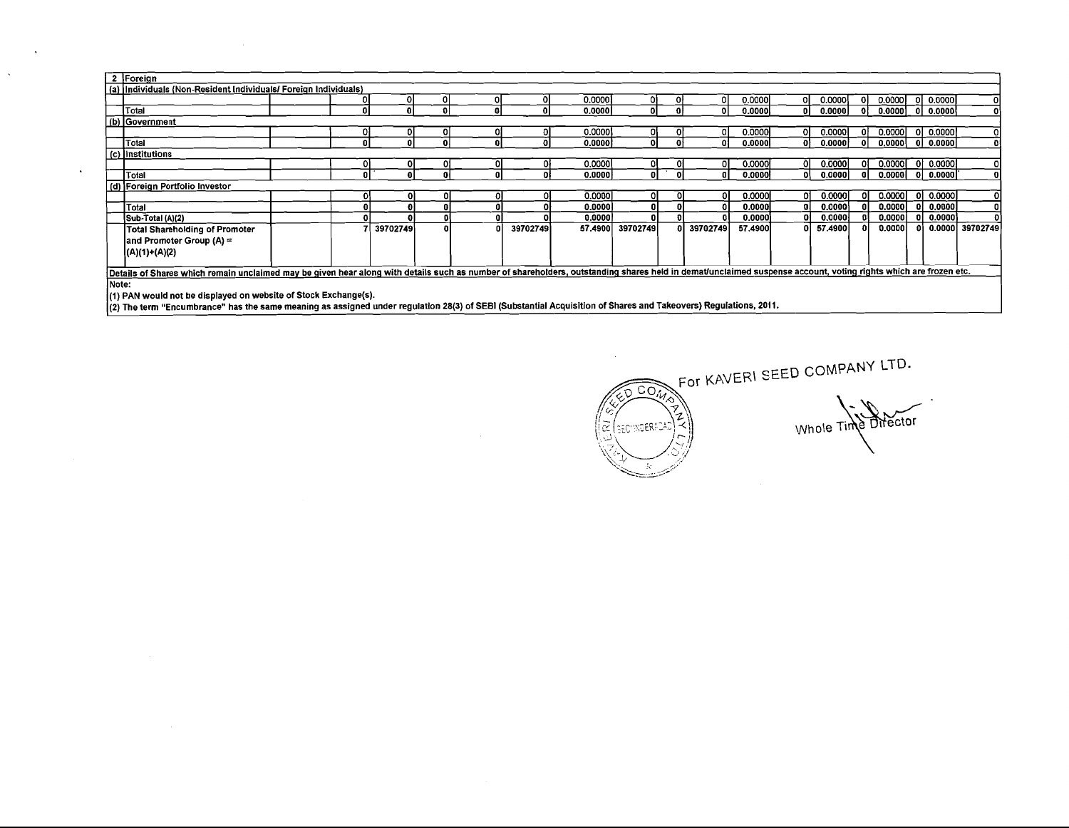| 2 | Foreign | | | | | | | | | | | | | | | | | | | |
|---|---|---|---|---|---|---|---|---|---|---|---|---|---|---|---|---|---|---|---|---|
| (a) | Individuals (Non-Resident Individuals/ Foreign Individuals) | | | | | | | | | | | | | | | | | | | |
| | | | 0 | 0 | 0 | 0 | 0 | 0.0000 | 0 | 0 | 0 | 0.0000 | 0 | 0.0000 | 0 | 0.0000 | 0 | 0.0000 | 0 |
| | Total | | 0 | 0 | 0 | 0 | 0 | 0.0000 | 0 | 0 | 0 | 0.0000 | 0 | 0.0000 | 0 | 0.0000 | 0 | 0.0000 | 0 |
| (b) | Government | | | | | | | | | | | | | | | | | | | |
| | | | 0 | 0 | 0 | 0 | 0 | 0.0000 | 0 | 0 | 0 | 0.0000 | 0 | 0.0000 | 0 | 0.0000 | 0 | 0.0000 | 0 |
| | Total | | 0 | 0 | 0 | 0 | 0 | 0.0000 | 0 | 0 | 0 | 0.0000 | 0 | 0.0000 | 0 | 0.0000 | 0 | 0.0000 | 0 |
| (c) | Institutions | | | | | | | | | | | | | | | | | | | |
| | | | 0 | 0 | 0 | 0 | 0 | 0.0000 | 0 | 0 | 0 | 0.0000 | 0 | 0.0000 | 0 | 0.0000 | 0 | 0.0000 | 0 |
| | Total | | 0 | 0 | 0 | 0 | 0 | 0.0000 | 0 | 0 | 0 | 0.0000 | 0 | 0.0000 | 0 | 0.0000 | 0 | 0.0000 | 0 |
| (d) | Foreign Portfolio Investor | | | | | | | | | | | | | | | | | | | |
| | | | 0 | 0 | 0 | 0 | 0 | 0.0000 | 0 | 0 | 0 | 0.0000 | 0 | 0.0000 | 0 | 0.0000 | 0 | 0.0000 | 0 |
| | Total | | 0 | 0 | 0 | 0 | 0 | 0.0000 | 0 | 0 | 0 | 0.0000 | 0 | 0.0000 | 0 | 0.0000 | 0 | 0.0000 | 0 |
| | Sub-Total (A)(2) | | 0 | 0 | 0 | 0 | 0 | 0.0000 | 0 | 0 | 0 | 0.0000 | 0 | 0.0000 | 0 | 0.0000 | 0 | 0.0000 | 0 |
| | Total Shareholding of Promoter and Promoter Group (A) = (A)(1)+(A)(2) | | 7 | 39702749 | 0 | 0 | 39702749 | 57.4900 | 39702749 | 0 | 39702749 | 57.4900 | 0 | 57.4900 | 0 | 0.0000 | 0 | 0.0000 | 39702749 |

Details of Shares which remain unclaimed may be given hear along with details such as number of shareholders, outstanding shares held in demat/unclaimed suspense account, voting rights which are frozen etc.

Note:

(1) PAN would not be displayed on website of Stock Exchange(s).

(2) The term "Encumbrance" has the same meaning as assigned under regulation 28(3) of SEBI (Substantial Acquisition of Shares and Takeovers) Regulations, 2011.

For KAVERI SEED COMPANY LTD.

Whole Time Director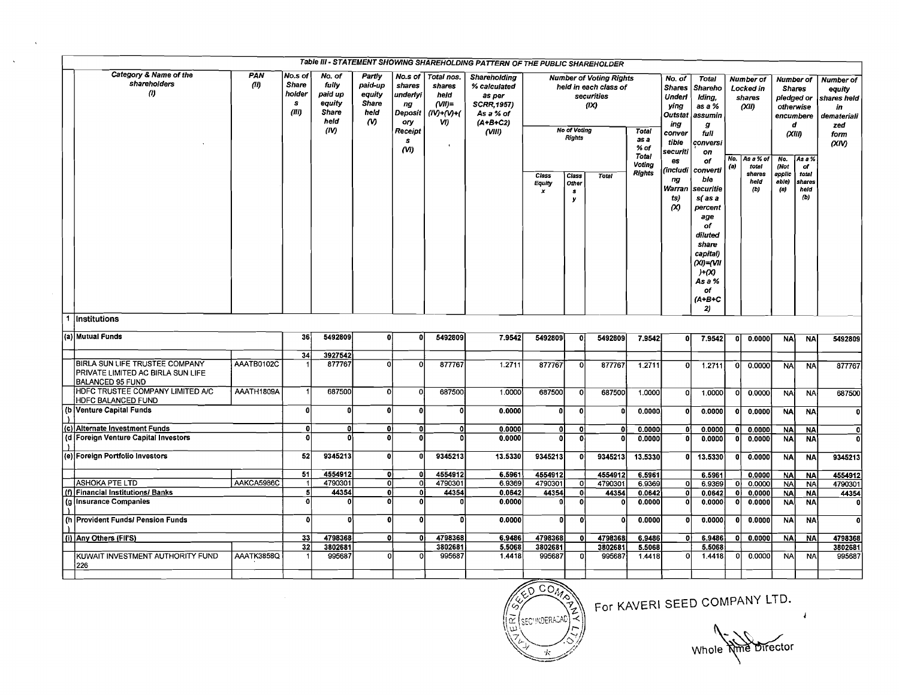Table III - STATEMENT SHOWING SHAREHOLDING PATTERN OF THE PUBLIC SHAREHOLDER

| | Category & Name of the shareholders (I) | PAN (II) | No.s of Shareholders (III) | No. of fully paid up equity Share held (IV) | Partly paid-up equity Share held (V) | No.s of shares underlying Depository Receipts (VI) | Total nos. shares held (VII)= (IV)+(V)+(VI) | Shareholding % calculated as per SCRR,1957) As a % of (A+B+C2) (VIII) | Number of Voting Rights held in each class of securities (IX) | | | | No. of Shares Underlying Outstanding convertible securities (including Warrants) (X) | Total Shareholding, as a % assuming full conversion of convertible securities( as a percentage of diluted share capital) (XI)=(VII)+(X) As a % of (A+B+C2) | Number of Locked in shares (XII) | | Number of Shares pledged or otherwise encumbered (XIII) | | Number of equity shares held in dematerialized form (XIV) |
|---|---|---|---|---|---|---|---|---|---|---|---|---|---|---|---|---|---|---|---|
| | | | | | | | | | No of Voting Rights | | | Total as a % of Total Voting Rights | | | No. (a) | As a % of total shares held (b) | No. (Not applicable) (a) | As a % of total shares held (b) | |
| | | | | | | | | | Class Equity x | Class Others y | Total | | | | | | | | |
| 1 | Institutions | | | | | | | | | | | | | | | | | | |
| (a) | Mutual Funds | | 36 | 5492809 | 0 | 0 | 5492809 | 7.9542 | 5492809 | 0 | 5492809 | 7.9542 | 0 | 7.9542 | 0 | 0.0000 | NA | NA | 5492809 |
| | | | 34 | 3927542 | | | | | | | | | | | | | | | |
| | BIRLA SUN LIFE TRUSTEE COMPANY PRIVATE LIMITED AC BIRLA SUN LIFE BALANCED 95 FUND | AAATB0102C | 1 | 877767 | 0 | 0 | 877767 | 1.2711 | 877767 | 0 | 877767 | 1.2711 | 0 | 1.2711 | 0 | 0.0000 | NA | NA | 877767 |
| | HDFC TRUSTEE COMPANY LIMITED A/C HDFC BALANCED FUND | AAATH1809A | 1 | 687500 | 0 | 0 | 687500 | 1.0000 | 687500 | 0 | 687500 | 1.0000 | 0 | 1.0000 | 0 | 0.0000 | NA | NA | 687500 |
| (b) | Venture Capital Funds | | 0 | 0 | 0 | 0 | 0 | 0.0000 | 0 | 0 | 0 | 0.0000 | 0 | 0.0000 | 0 | 0.0000 | NA | NA | 0 |
| (c) | Alternate Investment Funds | | 0 | 0 | 0 | 0 | 0 | 0.0000 | 0 | 0 | 0 | 0.0000 | 0 | 0.0000 | 0 | 0.0000 | NA | NA | 0 |
| (d) | Foreign Venture Capital Investors | | 0 | 0 | 0 | 0 | 0 | 0.0000 | 0 | 0 | 0 | 0.0000 | 0 | 0.0000 | 0 | 0.0000 | NA | NA | 0 |
| (e) | Foreign Portfolio Investors | | 52 | 9345213 | 0 | 0 | 9345213 | 13.5330 | 9345213 | 0 | 9345213 | 13.5330 | 0 | 13.5330 | 0 | 0.0000 | NA | NA | 9345213 |
| | | | 51 | 4554912 | 0 | 0 | 4554912 | 6.5961 | 4554912 | | 4554912 | 6.5961 | | 6.5961 | | 0.0000 | NA | NA | 4554912 |
| | ASHOKA PTE LTD | AAKCA5986C | 1 | 4790301 | 0 | 0 | 4790301 | 6.9369 | 4790301 | 0 | 4790301 | 6.9369 | 0 | 6.9369 | 0 | 0.0000 | NA | NA | 4790301 |
| (f) | Financial Institutions/ Banks | | 5 | 44354 | 0 | 0 | 44354 | 0.0642 | 44354 | 0 | 44354 | 0.0642 | 0 | 0.0642 | 0 | 0.0000 | NA | NA | 44354 |
| (g) | Insurance Companies | | 0 | 0 | 0 | 0 | 0 | 0.0000 | 0 | 0 | 0 | 0.0000 | 0 | 0.0000 | 0 | 0.0000 | NA | NA | 0 |
| (h) | Provident Funds/ Pension Funds | | 0 | 0 | 0 | 0 | 0 | 0.0000 | 0 | 0 | 0 | 0.0000 | 0 | 0.0000 | 0 | 0.0000 | NA | NA | 0 |
| (i) | Any Others (FII'S) | | 33 | 4798368 | 0 | 0 | 4798368 | 6.9486 | 4798368 | 0 | 4798368 | 6.9486 | 0 | 6.9486 | 0 | 0.0000 | NA | NA | 4798368 |
| | | | 32 | 3802681 | | | 3802681 | 5.5068 | 3802681 | | 3802681 | 5.5068 | | 5.5068 | | | | | 3802681 |
| | KUWAIT INVESTMENT AUTHORITY FUND 226 | AAATK3858Q | 1 | 995687 | 0 | 0 | 995687 | 1.4418 | 995687 | 0 | 995687 | 1.4418 | 0 | 1.4418 | 0 | 0.0000 | NA | NA | 995687 |

For KAVERI SEED COMPANY LTD.

Whole Time Director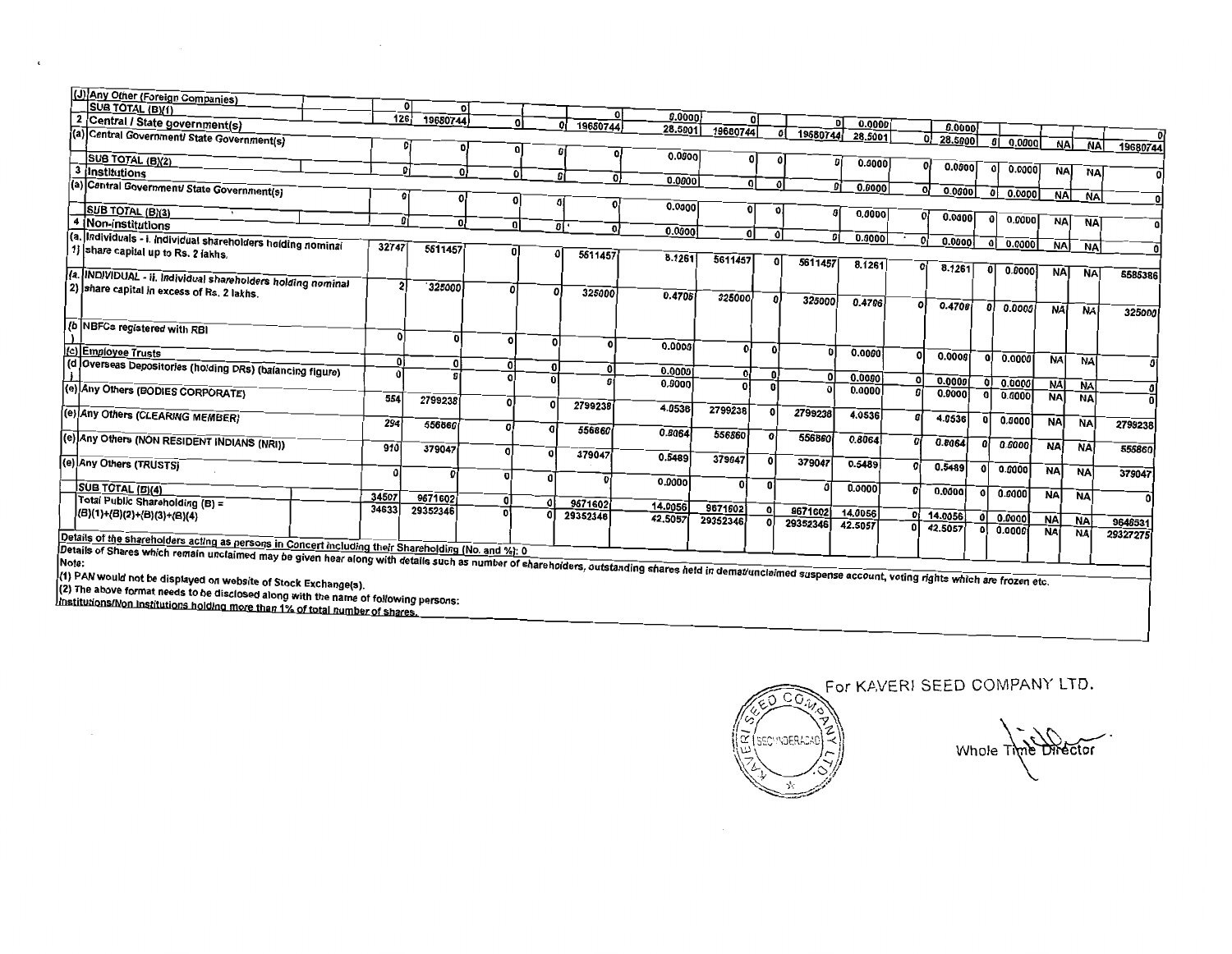| Category & Name of the Shareholders | | No. of shareholders | No. of fully paid up equity shares held | Partly paid-up equity shares held | No. of shares underlying Depository Receipts | Total nos. shares held | Shareholding % | Voting Rights Class X | Voting Rights Class Y | Voting Rights Total | Total as a % of Total Voting rights | No. of Shares Underlying Outstanding convertible securities | Shareholding as a % assuming full conversion | Locked in shares No. | Locked in shares As a % | Shares pledged or otherwise encumbered No. | Shares pledged or otherwise encumbered As a % | Number of equity shares held in dematerialized form |
|---|---|---|---|---|---|---|---|---|---|---|---|---|---|---|---|---|---|---|
| (J) Any Other (Foreign Companies) | | | | | | | | | | | | | | | | | | |
| SUB TOTAL (B)(1) | | 0 | 0 | | | 0 | 0.0000 | 0 | | 0 | 0.0000 | | 0.0000 | | | | | |
| 2 Central / State government(s) | | 126 | 19680744 | 0 | 0 | 19680744 | 28.5001 | 19680744 | 0 | 19680744 | 28.5001 | 0 | 28.5001 | 0 | 0.0000 | NA | NA | 19680744 |
| (a) Central Government/ State Government(s) | | 0 | 0 | 0 | 0 | 0 | 0.0000 | 0 | 0 | 0 | 0.0000 | 0 | 0.0000 | 0 | 0.0000 | NA | NA | 0 |
| SUB TOTAL (B)(2) | | 0 | 0 | 0 | 0 | 0 | 0.0000 | 0 | 0 | 0 | 0.0000 | 0 | 0.0000 | 0 | 0.0000 | NA | NA | 0 |
| 3 Institutions | | | | | | | | | | | | | | | | | | |
| (a) Central Government/ State Government(s) | | 0 | 0 | 0 | 0 | 0 | 0.0000 | 0 | 0 | 0 | 0.0000 | 0 | 0.0000 | 0 | 0.0000 | NA | NA | 0 |
| SUB TOTAL (B)(3) | | 0 | 0 | 0 | 0 | 0 | 0.0000 | 0 | 0 | 0 | 0.0000 | 0 | 0.0000 | 0 | 0.0000 | NA | NA | 0 |
| 4 Non-institutions | | | | | | | | | | | | | | | | | | |
| (a.1) Individuals - i. Individual shareholders holding nominal share capital up to Rs. 2 lakhs. | | 32747 | 5611457 | 0 | 0 | 5611457 | 8.1261 | 5611457 | 0 | 5611457 | 8.1261 | 0 | 8.1261 | 0 | 0.0000 | NA | NA | 5585386 |
| (a.2) INDIVIDUAL - ii. Individual shareholders holding nominal share capital in excess of Rs. 2 lakhs. | | 2 | 325000 | 0 | 0 | 325000 | 0.4706 | 325000 | 0 | 325000 | 0.4706 | 0 | 0.4706 | 0 | 0.0000 | NA | NA | 325000 |
| (b) NBFCs registered with RBI | | 0 | 0 | 0 | 0 | 0 | 0.0000 | 0 | 0 | 0 | 0.0000 | 0 | 0.0000 | 0 | 0.0000 | NA | NA | 0 |
| (c) Employee Trusts | | 0 | 0 | 0 | 0 | 0 | 0.0000 | 0 | 0 | 0 | 0.0000 | 0 | 0.0000 | 0 | 0.0000 | NA | NA | 0 |
| (d) Overseas Depositories (holding DRs) (balancing figure) | | 0 | 0 | 0 | 0 | 0 | 0.0000 | 0 | 0 | 0 | 0.0000 | 0 | 0.0000 | 0 | 0.0000 | NA | NA | 0 |
| (e) Any Others (BODIES CORPORATE) | | 554 | 2799238 | 0 | 0 | 2799238 | 4.0536 | 2799238 | 0 | 2799238 | 4.0536 | 0 | 4.0536 | 0 | 0.0000 | NA | NA | 2799238 |
| (e) Any Others (CLEARING MEMBER) | | 294 | 556860 | 0 | 0 | 556860 | 0.8064 | 556860 | 0 | 556860 | 0.8064 | 0 | 0.8064 | 0 | 0.0000 | NA | NA | 556860 |
| (e) Any Others (NON RESIDENT INDIANS (NRI)) | | 910 | 379047 | 0 | 0 | 379047 | 0.5489 | 379047 | 0 | 379047 | 0.5489 | 0 | 0.5489 | 0 | 0.0000 | NA | NA | 379047 |
| (e) Any Others (TRUSTS) | | 0 | 0 | 0 | 0 | 0 | 0.0000 | 0 | 0 | 0 | 0.0000 | 0 | 0.0000 | 0 | 0.0000 | NA | NA | 0 |
| SUB TOTAL (B)(4) | | 34507 | 9671602 | 0 | 0 | 9671602 | 14.0056 | 9671602 | 0 | 9671602 | 14.0056 | 0 | 14.0056 | 0 | 0.0000 | NA | NA | 9646531 |
| Total Public Shareholding (B) = (B)(1)+(B)(2)+(B)(3)+(B)(4) | | 34633 | 29352346 | 0 | 0 | 29352346 | 42.5057 | 29352346 | 0 | 29352346 | 42.5057 | 0 | 42.5057 | 0 | 0.0000 | NA | NA | 29327275 |

Details of the shareholders acting as persons in Concert including their Shareholding (No. and %): 0

Details of Shares which remain unclaimed may be given hear along with details such as number of shareholders, outstanding shares held in demat/unclaimed suspense account, voting rights which are frozen etc.

Note:

(1) PAN would not be displayed on website of Stock Exchange(s).

(2) The above format needs to be disclosed along with the name of following persons:
Institutions/Non Institutions holding more than 1% of total number of shares.

For KAVERI SEED COMPANY LTD.

Whole Time Director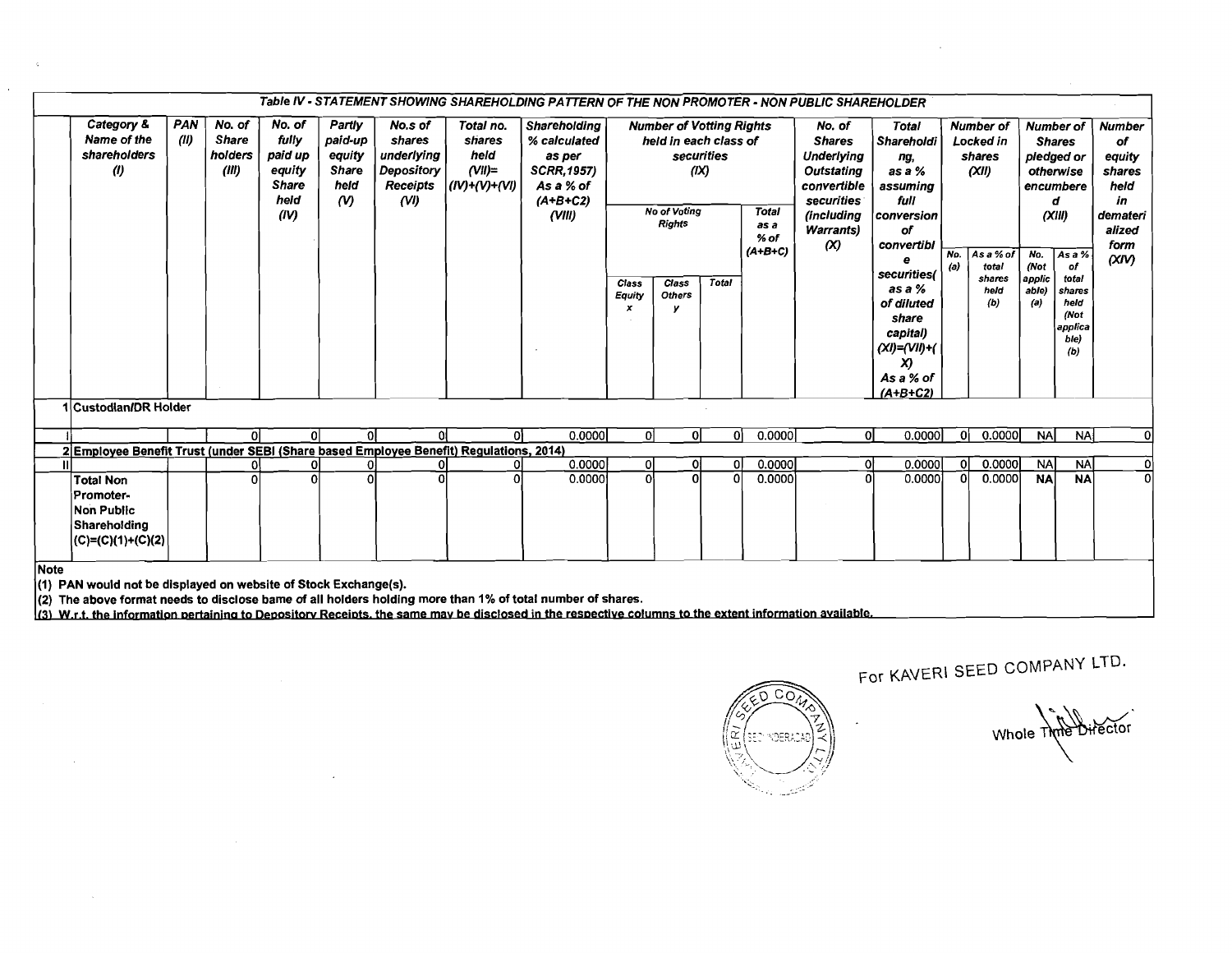## Table IV - STATEMENT SHOWING SHAREHOLDING PATTERN OF THE NON PROMOTER - NON PUBLIC SHAREHOLDER

| | Category & Name of the shareholders (I) | PAN (II) | No. of Share holders (III) | No. of fully paid up equity Share held (IV) | Partly paid-up equity Share held (V) | No.s of shares underlying Depository Receipts (VI) | Total no. shares held (VII)= (IV)+(V)+(VI) | Shareholding % calculated as per SCRR,1957) As a % of (A+B+C2) (VIII) | Number of Voting Rights held in each class of securities (IX) | | | | No. of Shares Underlying Outstating convertible securities (including Warrants) (X) | Total Shareholding, as a % assuming full conversion of convertible securities( as a % of diluted share capital) (XI)=(VII)+(X) As a % of (A+B+C2) | Number of Locked in shares (XII) | | Number of Shares pledged or otherwise encumbered (XIII) | | Number of equity shares held in dematerialized form (XIV) |
|---|---|---|---|---|---|---|---|---|---|---|---|---|---|---|---|---|---|---|---|
| | | | | | | | | | No of Voting Rights | | | Total as a % of (A+B+C) | | | | | | | |
| | | | | | | | | | Class Equity x | Class Others y | Total | | | | No. (a) | As a % of total shares held (b) | No. (Not applicable) (a) | As a % of total shares held (Not applicable) (b) | |
| 1 | Custodian/DR Holder | | | | | | | | | | | | | | | | | | |
| I | | | 0 | 0 | 0 | 0 | 0 | 0.0000 | 0 | 0 | 0 | 0.0000 | 0 | 0.0000 | 0 | 0.0000 | NA | NA | 0 |
| 2 | Employee Benefit Trust (under SEBI (Share based Employee Benefit) Regulations, 2014) | | | | | | | | | | | | | | | | | | |
| II | | | 0 | 0 | 0 | 0 | 0 | 0.0000 | 0 | 0 | 0 | 0.0000 | 0 | 0.0000 | 0 | 0.0000 | NA | NA | 0 |
| | Total Non Promoter- Non Public Shareholding (C)=(C)(1)+(C)(2) | | 0 | 0 | 0 | 0 | 0 | 0.0000 | 0 | 0 | 0 | 0.0000 | 0 | 0.0000 | 0 | 0.0000 | NA | NA | 0 |

Note

(1) PAN would not be displayed on website of Stock Exchange(s).

(2) The above format needs to disclose bame of all holders holding more than 1% of total number of shares.

(3) W.r.t. the information pertaining to Depository Receipts, the same may be disclosed in the respective columns to the extent information available.

For KAVERI SEED COMPANY LTD.

Whole Time Director